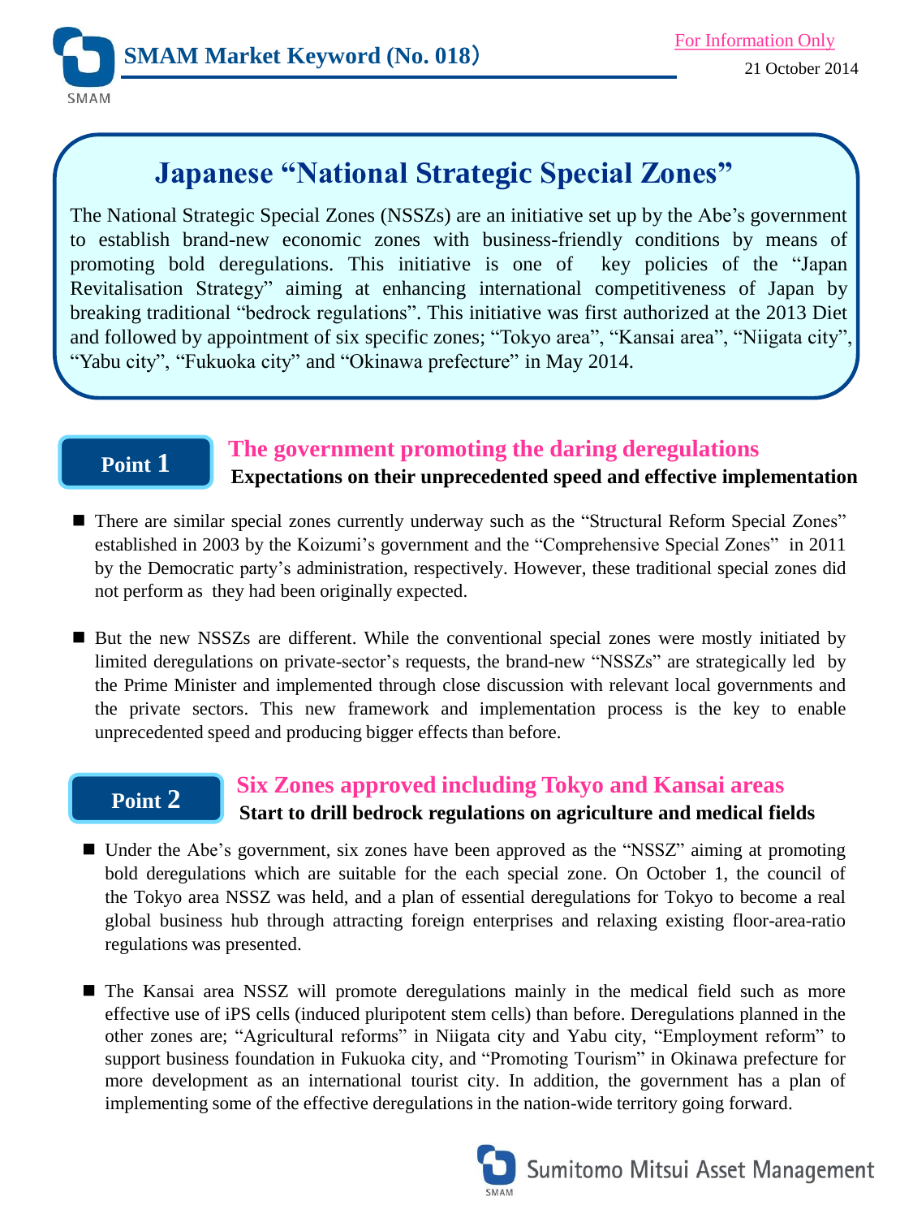SMAM Market Keyword (No. 018)

For Information Only

21 October 2014

# Japanese "National Strategic Special Zones"

The National Strategic Special Zones (NSSZs) are an initiative set up by the Abe's government to establish brand-new economic zones with business-friendly conditions by means of promoting bold deregulations. This initiative is one of key policies of the "Japan Revitalisation Strategy" aiming at enhancing international competitiveness of Japan by breaking traditional "bedrock regulations". This initiative was first authorized at the 2013 Diet and followed by appointment of six specific zones; "Tokyo area", "Kansai area", "Niigata city", "Yabu city", "Fukuoka city" and "Okinawa prefecture" in May 2014.

## Point 1 The government promoting the daring deregulations

**Expectations on their unprecedented speed and effective implementation**

- There are similar special zones currently underway such as the "Structural Reform Special Zones" established in 2003 by the Koizumi's government and the "Comprehensive Special Zones" in 2011 by the Democratic party's administration, respectively. However, these traditional special zones did not perform as they had been originally expected.

- But the new NSSZs are different. While the conventional special zones were mostly initiated by limited deregulations on private-sector's requests, the brand-new "NSSZs" are strategically led by the Prime Minister and implemented through close discussion with relevant local governments and the private sectors. This new framework and implementation process is the key to enable unprecedented speed and producing bigger effects than before.

## Point 2 Six Zones approved including Tokyo and Kansai areas

**Start to drill bedrock regulations on agriculture and medical fields**

- Under the Abe's government, six zones have been approved as the "NSSZ" aiming at promoting bold deregulations which are suitable for the each special zone. On October 1, the council of the Tokyo area NSSZ was held, and a plan of essential deregulations for Tokyo to become a real global business hub through attracting foreign enterprises and relaxing existing floor-area-ratio regulations was presented.

- The Kansai area NSSZ will promote deregulations mainly in the medical field such as more effective use of iPS cells (induced pluripotent stem cells) than before. Deregulations planned in the other zones are; "Agricultural reforms" in Niigata city and Yabu city, "Employment reform" to support business foundation in Fukuoka city, and "Promoting Tourism" in Okinawa prefecture for more development as an international tourist city. In addition, the government has a plan of implementing some of the effective deregulations in the nation-wide territory going forward.

Sumitomo Mitsui Asset Management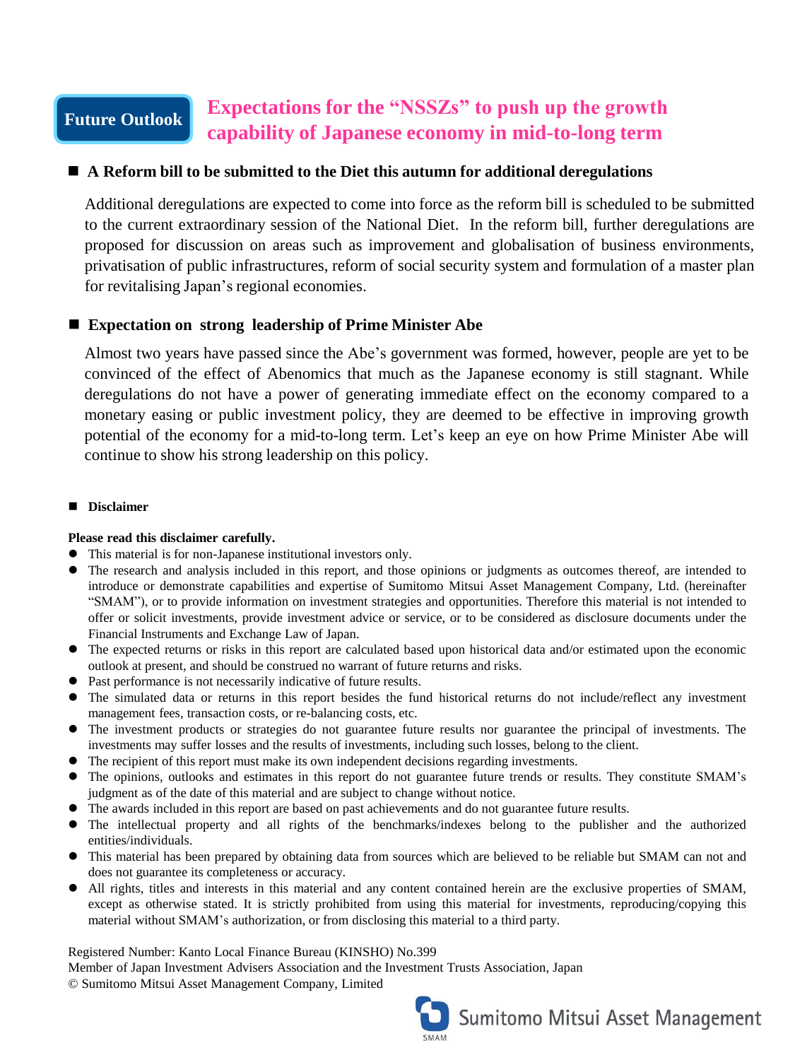## Future Outlook

## Expectations for the "NSSZs" to push up the growth capability of Japanese economy in mid-to-long term

### ■ A Reform bill to be submitted to the Diet this autumn for additional deregulations

Additional deregulations are expected to come into force as the reform bill is scheduled to be submitted to the current extraordinary session of the National Diet. In the reform bill, further deregulations are proposed for discussion on areas such as improvement and globalisation of business environments, privatisation of public infrastructures, reform of social security system and formulation of a master plan for revitalising Japan's regional economies.

### ■ Expectation on strong leadership of Prime Minister Abe

Almost two years have passed since the Abe's government was formed, however, people are yet to be convinced of the effect of Abenomics that much as the Japanese economy is still stagnant. While deregulations do not have a power of generating immediate effect on the economy compared to a monetary easing or public investment policy, they are deemed to be effective in improving growth potential of the economy for a mid-to-long term. Let's keep an eye on how Prime Minister Abe will continue to show his strong leadership on this policy.

#### ■ Disclaimer

**Please read this disclaimer carefully.**

- This material is for non-Japanese institutional investors only.
- The research and analysis included in this report, and those opinions or judgments as outcomes thereof, are intended to introduce or demonstrate capabilities and expertise of Sumitomo Mitsui Asset Management Company, Ltd. (hereinafter "SMAM"), or to provide information on investment strategies and opportunities. Therefore this material is not intended to offer or solicit investments, provide investment advice or service, or to be considered as disclosure documents under the Financial Instruments and Exchange Law of Japan.
- The expected returns or risks in this report are calculated based upon historical data and/or estimated upon the economic outlook at present, and should be construed no warrant of future returns and risks.
- Past performance is not necessarily indicative of future results.
- The simulated data or returns in this report besides the fund historical returns do not include/reflect any investment management fees, transaction costs, or re-balancing costs, etc.
- The investment products or strategies do not guarantee future results nor guarantee the principal of investments. The investments may suffer losses and the results of investments, including such losses, belong to the client.
- The recipient of this report must make its own independent decisions regarding investments.
- The opinions, outlooks and estimates in this report do not guarantee future trends or results. They constitute SMAM's judgment as of the date of this material and are subject to change without notice.
- The awards included in this report are based on past achievements and do not guarantee future results.
- The intellectual property and all rights of the benchmarks/indexes belong to the publisher and the authorized entities/individuals.
- This material has been prepared by obtaining data from sources which are believed to be reliable but SMAM can not and does not guarantee its completeness or accuracy.
- All rights, titles and interests in this material and any content contained herein are the exclusive properties of SMAM, except as otherwise stated. It is strictly prohibited from using this material for investments, reproducing/copying this material without SMAM's authorization, or from disclosing this material to a third party.

Registered Number: Kanto Local Finance Bureau (KINSHO) No.399
Member of Japan Investment Advisers Association and the Investment Trusts Association, Japan
© Sumitomo Mitsui Asset Management Company, Limited

SMAM Sumitomo Mitsui Asset Management